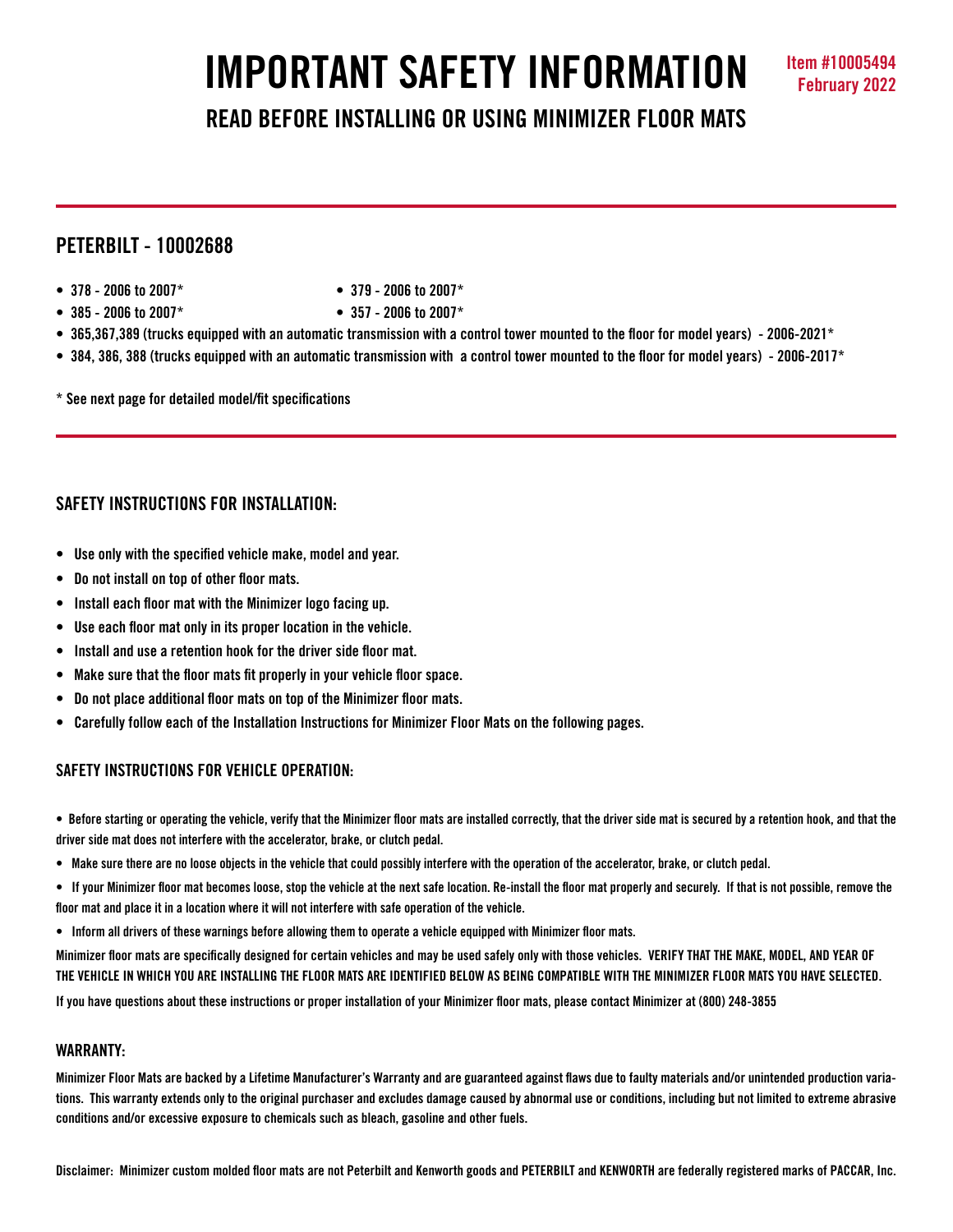# IMPORTANT SAFETY INFORMATION

Item #10005494
February 2022

## READ BEFORE INSTALLING OR USING MINIMIZER FLOOR MATS

## PETERBILT - 10002688

- 378 - 2006 to 2007*
- 379 - 2006 to 2007*
- 385 - 2006 to 2007*
- 357 - 2006 to 2007*
- 365,367,389 (trucks equipped with an automatic transmission with a control tower mounted to the floor for model years) - 2006-2021*
- 384, 386, 388 (trucks equipped with an automatic transmission with a control tower mounted to the floor for model years) - 2006-2017*

\* See next page for detailed model/fit specifications

### SAFETY INSTRUCTIONS FOR INSTALLATION:

- Use only with the specified vehicle make, model and year.
- Do not install on top of other floor mats.
- Install each floor mat with the Minimizer logo facing up.
- Use each floor mat only in its proper location in the vehicle.
- Install and use a retention hook for the driver side floor mat.
- Make sure that the floor mats fit properly in your vehicle floor space.
- Do not place additional floor mats on top of the Minimizer floor mats.
- Carefully follow each of the Installation Instructions for Minimizer Floor Mats on the following pages.

### SAFETY INSTRUCTIONS FOR VEHICLE OPERATION:

- Before starting or operating the vehicle, verify that the Minimizer floor mats are installed correctly, that the driver side mat is secured by a retention hook, and that the driver side mat does not interfere with the accelerator, brake, or clutch pedal.
- Make sure there are no loose objects in the vehicle that could possibly interfere with the operation of the accelerator, brake, or clutch pedal.
- If your Minimizer floor mat becomes loose, stop the vehicle at the next safe location. Re-install the floor mat properly and securely. If that is not possible, remove the floor mat and place it in a location where it will not interfere with safe operation of the vehicle.
- Inform all drivers of these warnings before allowing them to operate a vehicle equipped with Minimizer floor mats.

Minimizer floor mats are specifically designed for certain vehicles and may be used safely only with those vehicles. VERIFY THAT THE MAKE, MODEL, AND YEAR OF THE VEHICLE IN WHICH YOU ARE INSTALLING THE FLOOR MATS ARE IDENTIFIED BELOW AS BEING COMPATIBLE WITH THE MINIMIZER FLOOR MATS YOU HAVE SELECTED.

If you have questions about these instructions or proper installation of your Minimizer floor mats, please contact Minimizer at (800) 248-3855

### WARRANTY:

Minimizer Floor Mats are backed by a Lifetime Manufacturer's Warranty and are guaranteed against flaws due to faulty materials and/or unintended production variations. This warranty extends only to the original purchaser and excludes damage caused by abnormal use or conditions, including but not limited to extreme abrasive conditions and/or excessive exposure to chemicals such as bleach, gasoline and other fuels.

Disclaimer: Minimizer custom molded floor mats are not Peterbilt and Kenworth goods and PETERBILT and KENWORTH are federally registered marks of PACCAR, Inc.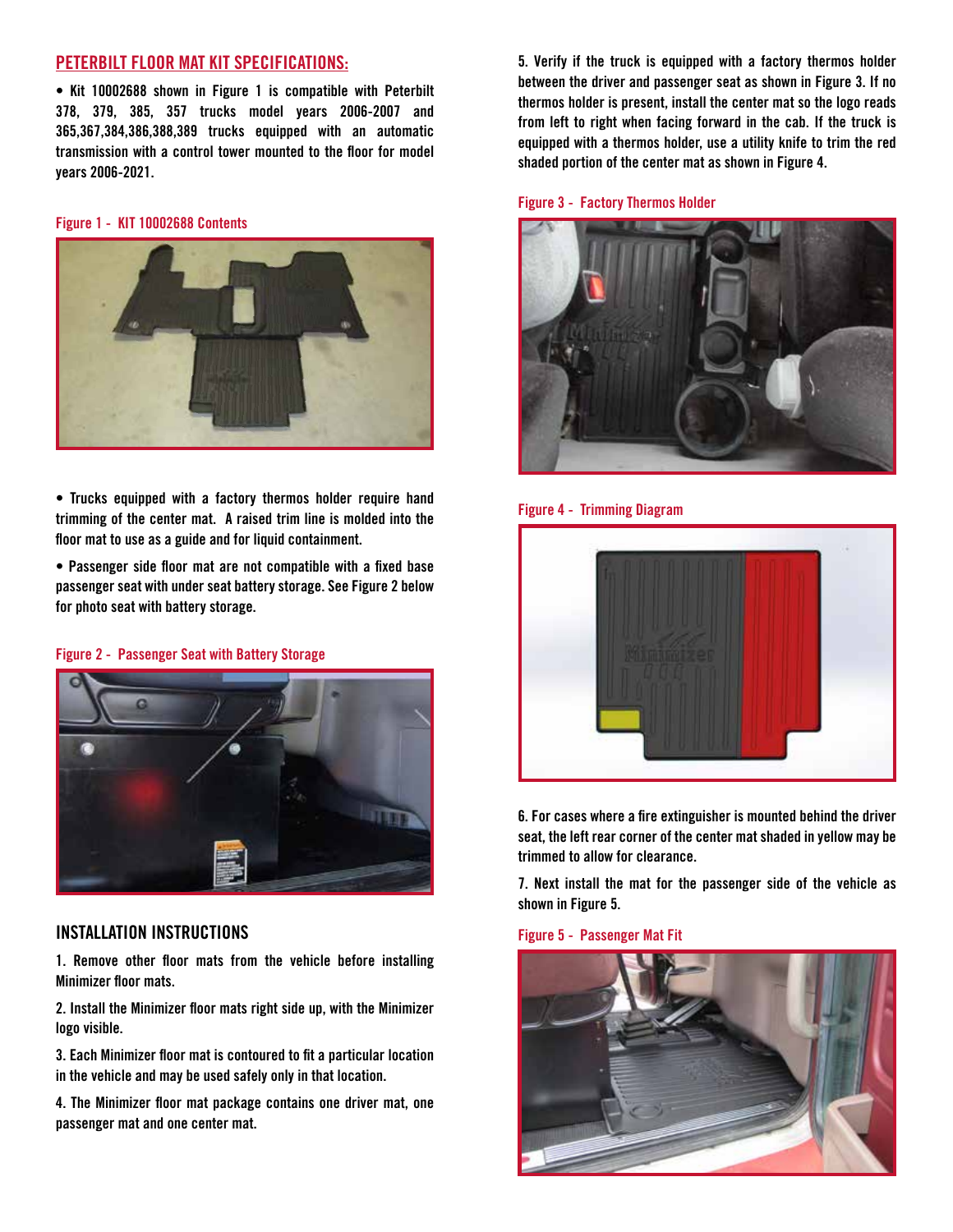## PETERBILT FLOOR MAT KIT SPECIFICATIONS:

- Kit 10002688 shown in Figure 1 is compatible with Peterbilt 378, 379, 385, 357 trucks model years 2006-2007 and 365,367,384,386,388,389 trucks equipped with an automatic transmission with a control tower mounted to the floor for model years 2006-2021.

Figure 1 - KIT 10002688 Contents

- Trucks equipped with a factory thermos holder require hand trimming of the center mat. A raised trim line is molded into the floor mat to use as a guide and for liquid containment.
- Passenger side floor mat are not compatible with a fixed base passenger seat with under seat battery storage. See Figure 2 below for photo seat with battery storage.

Figure 2 - Passenger Seat with Battery Storage

## INSTALLATION INSTRUCTIONS

1. Remove other floor mats from the vehicle before installing Minimizer floor mats.

2. Install the Minimizer floor mats right side up, with the Minimizer logo visible.

3. Each Minimizer floor mat is contoured to fit a particular location in the vehicle and may be used safely only in that location.

4. The Minimizer floor mat package contains one driver mat, one passenger mat and one center mat.

5. Verify if the truck is equipped with a factory thermos holder between the driver and passenger seat as shown in Figure 3. If no thermos holder is present, install the center mat so the logo reads from left to right when facing forward in the cab. If the truck is equipped with a thermos holder, use a utility knife to trim the red shaded portion of the center mat as shown in Figure 4.

Figure 3 - Factory Thermos Holder

Figure 4 - Trimming Diagram

6. For cases where a fire extinguisher is mounted behind the driver seat, the left rear corner of the center mat shaded in yellow may be trimmed to allow for clearance.

7. Next install the mat for the passenger side of the vehicle as shown in Figure 5.

Figure 5 - Passenger Mat Fit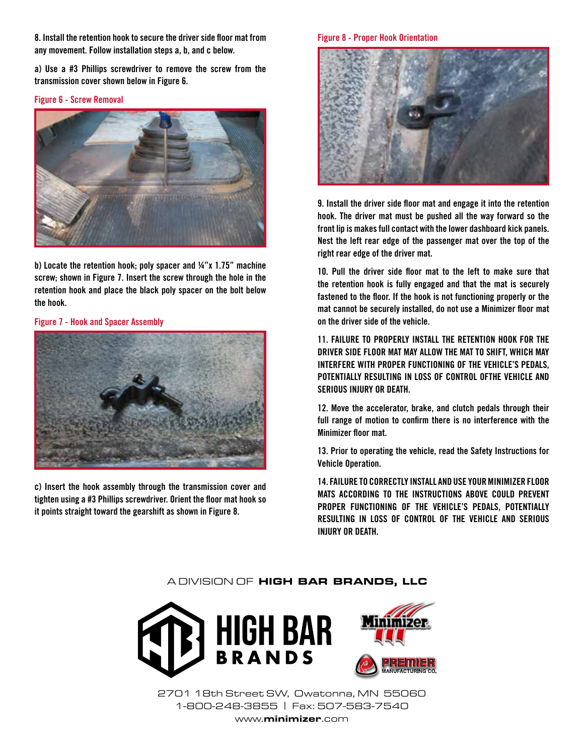8. Install the retention hook to secure the driver side floor mat from any movement. Follow installation steps a, b, and c below.

a) Use a #3 Phillips screwdriver to remove the screw from the transmission cover shown below in Figure 6.

Figure 6 - Screw Removal

b) Locate the retention hook; poly spacer and ¼"x 1.75" machine screw; shown in Figure 7. Insert the screw through the hole in the retention hook and place the black poly spacer on the bolt below the hook.

Figure 7 - Hook and Spacer Assembly

c) Insert the hook assembly through the transmission cover and tighten using a #3 Phillips screwdriver. Orient the floor mat hook so it points straight toward the gearshift as shown in Figure 8.

Figure 8 - Proper Hook Orientation

9. Install the driver side floor mat and engage it into the retention hook. The driver mat must be pushed all the way forward so the front lip is makes full contact with the lower dashboard kick panels. Nest the left rear edge of the passenger mat over the top of the right rear edge of the driver mat.

10. Pull the driver side floor mat to the left to make sure that the retention hook is fully engaged and that the mat is securely fastened to the floor. If the hook is not functioning properly or the mat cannot be securely installed, do not use a Minimizer floor mat on the driver side of the vehicle.

11. FAILURE TO PROPERLY INSTALL THE RETENTION HOOK FOR THE DRIVER SIDE FLOOR MAT MAY ALLOW THE MAT TO SHIFT, WHICH MAY INTERFERE WITH PROPER FUNCTIONING OF THE VEHICLE'S PEDALS, POTENTIALLY RESULTING IN LOSS OF CONTROL OFTHE VEHICLE AND SERIOUS INJURY OR DEATH.

12. Move the accelerator, brake, and clutch pedals through their full range of motion to confirm there is no interference with the Minimizer floor mat.

13. Prior to operating the vehicle, read the Safety Instructions for Vehicle Operation.

14. FAILURE TO CORRECTLY INSTALL AND USE YOUR MINIMIZER FLOOR MATS ACCORDING TO THE INSTRUCTIONS ABOVE COULD PREVENT PROPER FUNCTIONING OF THE VEHICLE'S PEDALS, POTENTIALLY RESULTING IN LOSS OF CONTROL OF THE VEHICLE AND SERIOUS INJURY OR DEATH.

A DIVISION OF **HIGH BAR BRANDS, LLC**

2701 18th Street SW, Owatonna, MN 55060
1-800-248-3855 | Fax: 507-583-7540
www.**minimizer**.com